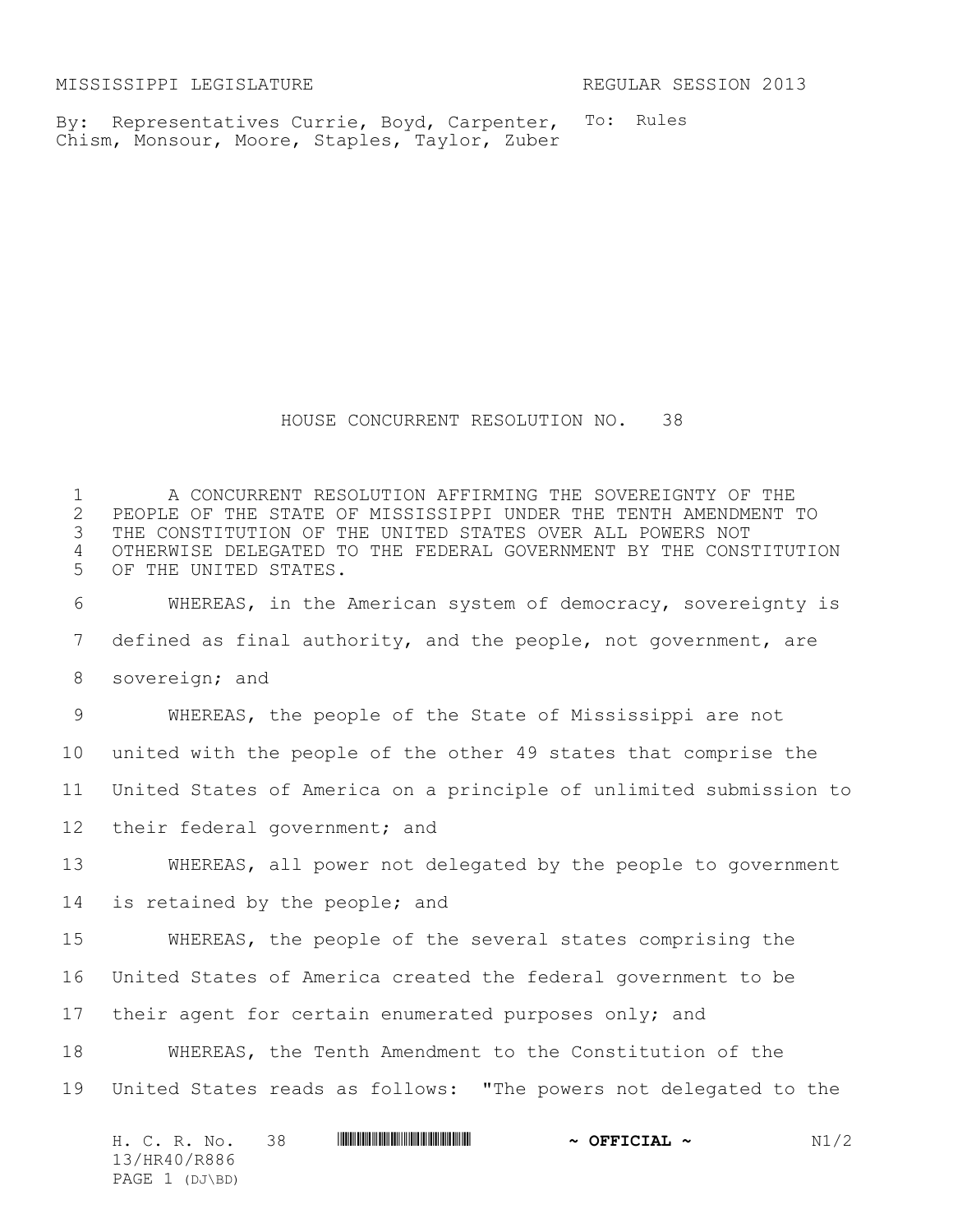MISSISSIPPI LEGISLATURE REGULAR SESSION 2013

By: Representatives Currie, Boyd, Carpenter, Chism, Monsour, Moore, Staples, Taylor, Zuber

To: Rules

# HOUSE CONCURRENT RESOLUTION NO. 38

A CONCURRENT RESOLUTION AFFIRMING THE SOVEREIGNTY OF THE PEOPLE OF THE STATE OF MISSISSIPPI UNDER THE TENTH AMENDMENT TO THE CONSTITUTION OF THE UNITED STATES OVER ALL POWERS NOT OTHERWISE DELEGATED TO THE FEDERAL GOVERNMENT BY THE CONSTITUTION OF THE UNITED STATES.

WHEREAS, in the American system of democracy, sovereignty is defined as final authority, and the people, not government, are sovereign; and

WHEREAS, the people of the State of Mississippi are not united with the people of the other 49 states that comprise the United States of America on a principle of unlimited submission to their federal government; and

WHEREAS, all power not delegated by the people to government is retained by the people; and

WHEREAS, the people of the several states comprising the United States of America created the federal government to be their agent for certain enumerated purposes only; and

WHEREAS, the Tenth Amendment to the Constitution of the United States reads as follows: "The powers not delegated to the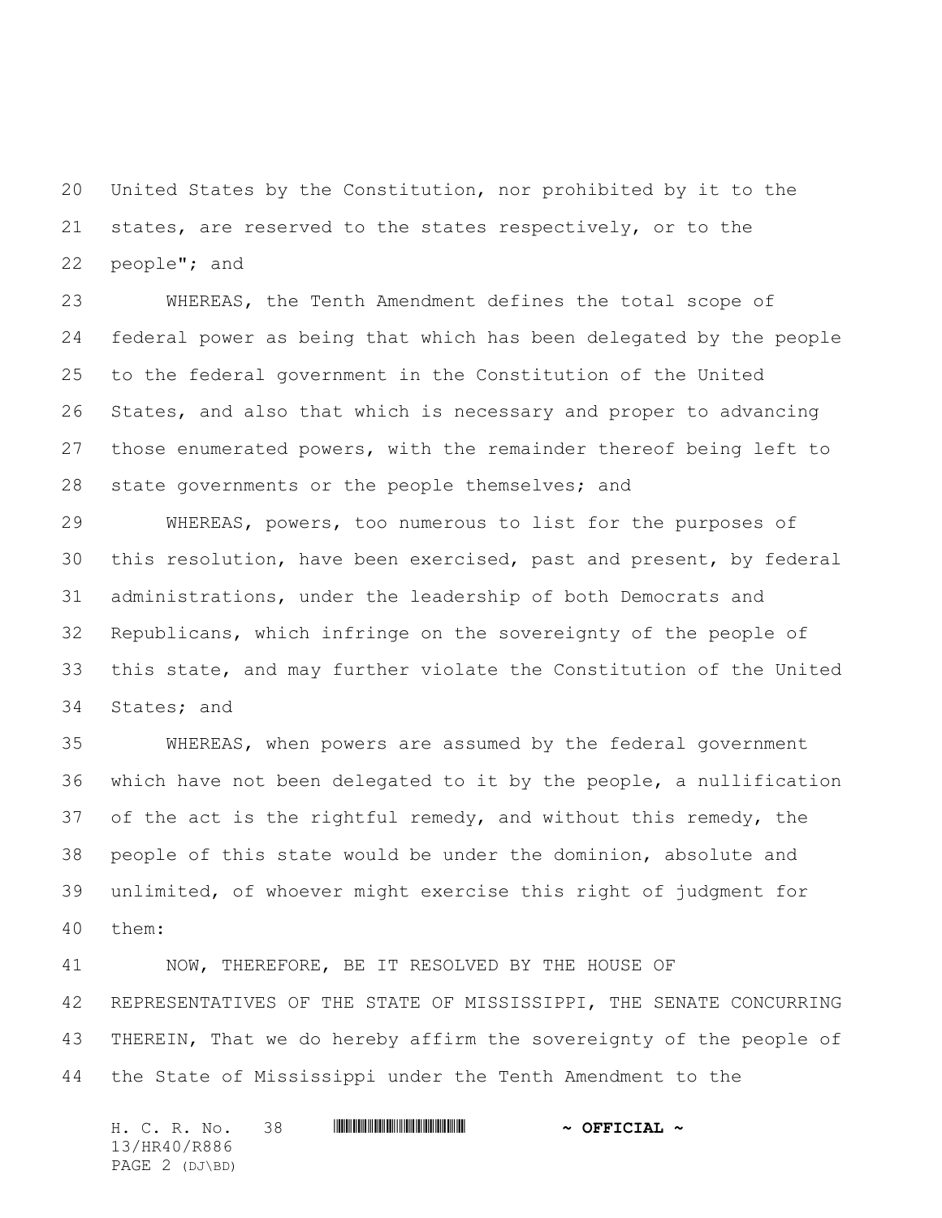United States by the Constitution, nor prohibited by it to the states, are reserved to the states respectively, or to the people"; and

WHEREAS, the Tenth Amendment defines the total scope of federal power as being that which has been delegated by the people to the federal government in the Constitution of the United States, and also that which is necessary and proper to advancing those enumerated powers, with the remainder thereof being left to state governments or the people themselves; and

WHEREAS, powers, too numerous to list for the purposes of this resolution, have been exercised, past and present, by federal administrations, under the leadership of both Democrats and Republicans, which infringe on the sovereignty of the people of this state, and may further violate the Constitution of the United States; and

WHEREAS, when powers are assumed by the federal government which have not been delegated to it by the people, a nullification of the act is the rightful remedy, and without this remedy, the people of this state would be under the dominion, absolute and unlimited, of whoever might exercise this right of judgment for them:

NOW, THEREFORE, BE IT RESOLVED BY THE HOUSE OF REPRESENTATIVES OF THE STATE OF MISSISSIPPI, THE SENATE CONCURRING THEREIN, That we do hereby affirm the sovereignty of the people of the State of Mississippi under the Tenth Amendment to the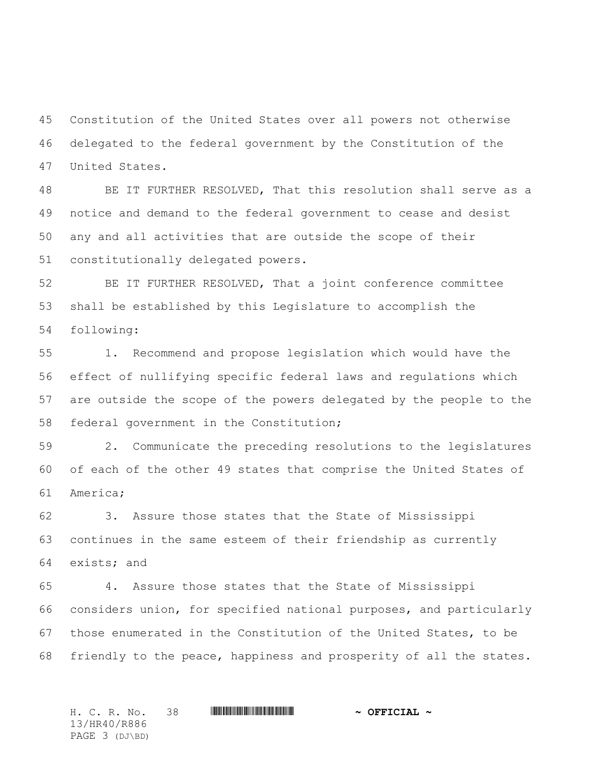Constitution of the United States over all powers not otherwise delegated to the federal government by the Constitution of the United States.

BE IT FURTHER RESOLVED, That this resolution shall serve as a notice and demand to the federal government to cease and desist any and all activities that are outside the scope of their constitutionally delegated powers.

BE IT FURTHER RESOLVED, That a joint conference committee shall be established by this Legislature to accomplish the following:

1. Recommend and propose legislation which would have the effect of nullifying specific federal laws and regulations which are outside the scope of the powers delegated by the people to the federal government in the Constitution;

2. Communicate the preceding resolutions to the legislatures of each of the other 49 states that comprise the United States of America;

3. Assure those states that the State of Mississippi continues in the same esteem of their friendship as currently exists; and

4. Assure those states that the State of Mississippi considers union, for specified national purposes, and particularly those enumerated in the Constitution of the United States, to be friendly to the peace, happiness and prosperity of all the states.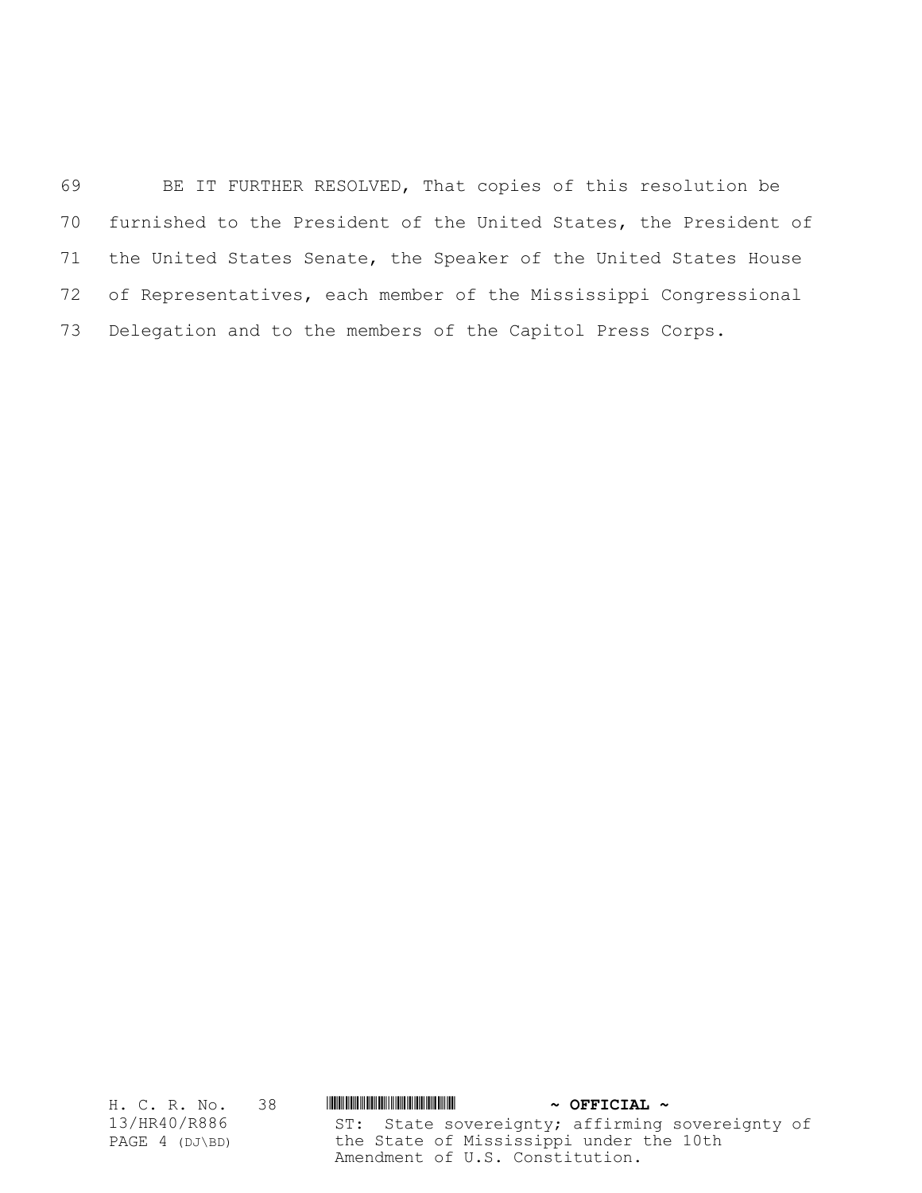BE IT FURTHER RESOLVED, That copies of this resolution be furnished to the President of the United States, the President of the United States Senate, the Speaker of the United States House of Representatives, each member of the Mississippi Congressional Delegation and to the members of the Capitol Press Corps.